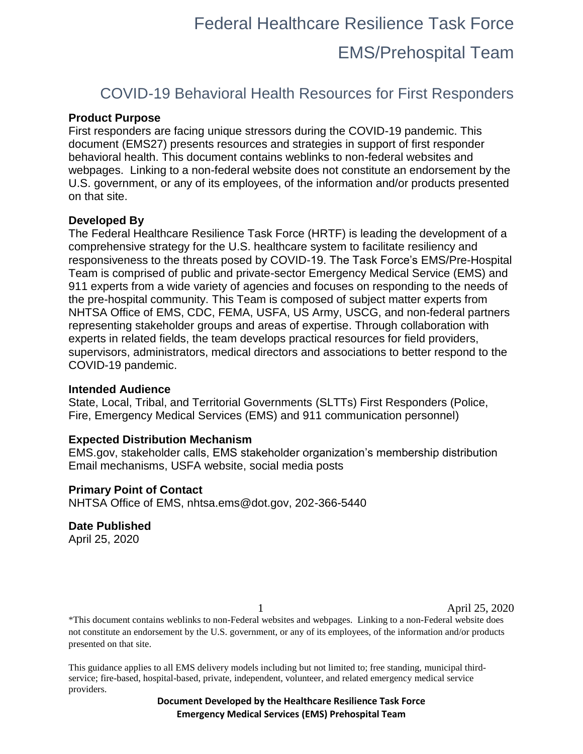# Federal Healthcare Resilience Task Force

# EMS/Prehospital Team

## COVID-19 Behavioral Health Resources for First Responders

**Product Purpose**

First responders are facing unique stressors during the COVID-19 pandemic. This document (EMS27) presents resources and strategies in support of first responder behavioral health. This document contains weblinks to non-federal websites and webpages. Linking to a non-federal website does not constitute an endorsement by the U.S. government, or any of its employees, of the information and/or products presented on that site.

**Developed By**

The Federal Healthcare Resilience Task Force (HRTF) is leading the development of a comprehensive strategy for the U.S. healthcare system to facilitate resiliency and responsiveness to the threats posed by COVID-19. The Task Force's EMS/Pre-Hospital Team is comprised of public and private-sector Emergency Medical Service (EMS) and 911 experts from a wide variety of agencies and focuses on responding to the needs of the pre-hospital community. This Team is composed of subject matter experts from NHTSA Office of EMS, CDC, FEMA, USFA, US Army, USCG, and non-federal partners representing stakeholder groups and areas of expertise. Through collaboration with experts in related fields, the team develops practical resources for field providers, supervisors, administrators, medical directors and associations to better respond to the COVID-19 pandemic.

**Intended Audience**

State, Local, Tribal, and Territorial Governments (SLTTs) First Responders (Police, Fire, Emergency Medical Services (EMS) and 911 communication personnel)

**Expected Distribution Mechanism**

EMS.gov, stakeholder calls, EMS stakeholder organization's membership distribution Email mechanisms, USFA website, social media posts

**Primary Point of Contact**

NHTSA Office of EMS, nhtsa.ems@dot.gov, 202-366-5440

**Date Published**

April 25, 2020

*This document contains weblinks to non-Federal websites and webpages. Linking to a non-Federal website does not constitute an endorsement by the U.S. government, or any of its employees, of the information and/or products presented on that site.

This guidance applies to all EMS delivery models including but not limited to; free standing, municipal third-service; fire-based, hospital-based, private, independent, volunteer, and related emergency medical service providers.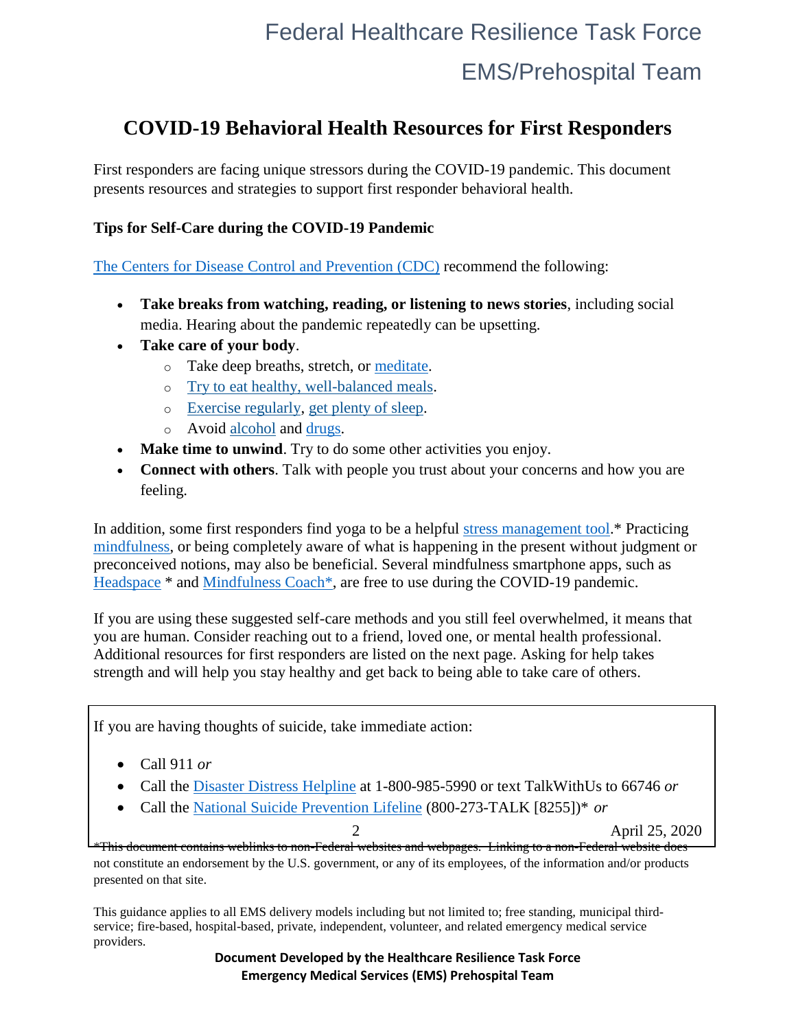# COVID-19 Behavioral Health Resources for First Responders

First responders are facing unique stressors during the COVID-19 pandemic. This document presents resources and strategies to support first responder behavioral health.

**Tips for Self-Care during the COVID-19 Pandemic**

The Centers for Disease Control and Prevention (CDC) recommend the following:

- **Take breaks from watching, reading, or listening to news stories**, including social media. Hearing about the pandemic repeatedly can be upsetting.
- **Take care of your body**.
    - Take deep breaths, stretch, or meditate.
    - Try to eat healthy, well-balanced meals.
    - Exercise regularly, get plenty of sleep.
    - Avoid alcohol and drugs.
- **Make time to unwind**. Try to do some other activities you enjoy.
- **Connect with others**. Talk with people you trust about your concerns and how you are feeling.

In addition, some first responders find yoga to be a helpful stress management tool.* Practicing mindfulness, or being completely aware of what is happening in the present without judgment or preconceived notions, may also be beneficial. Several mindfulness smartphone apps, such as Headspace * and Mindfulness Coach*, are free to use during the COVID-19 pandemic.

If you are using these suggested self-care methods and you still feel overwhelmed, it means that you are human. Consider reaching out to a friend, loved one, or mental health professional. Additional resources for first responders are listed on the next page. Asking for help takes strength and will help you stay healthy and get back to being able to take care of others.

If you are having thoughts of suicide, take immediate action:

- Call 911 *or*
- Call the Disaster Distress Helpline at 1-800-985-5990 or text TalkWithUs to 66746 *or*
- Call the National Suicide Prevention Lifeline (800-273-TALK [8255])* *or*

*This document contains weblinks to non-Federal websites and webpages. Linking to a non-Federal website does not constitute an endorsement by the U.S. government, or any of its employees, of the information and/or products presented on that site.

This guidance applies to all EMS delivery models including but not limited to; free standing, municipal third-service; fire-based, hospital-based, private, independent, volunteer, and related emergency medical service providers.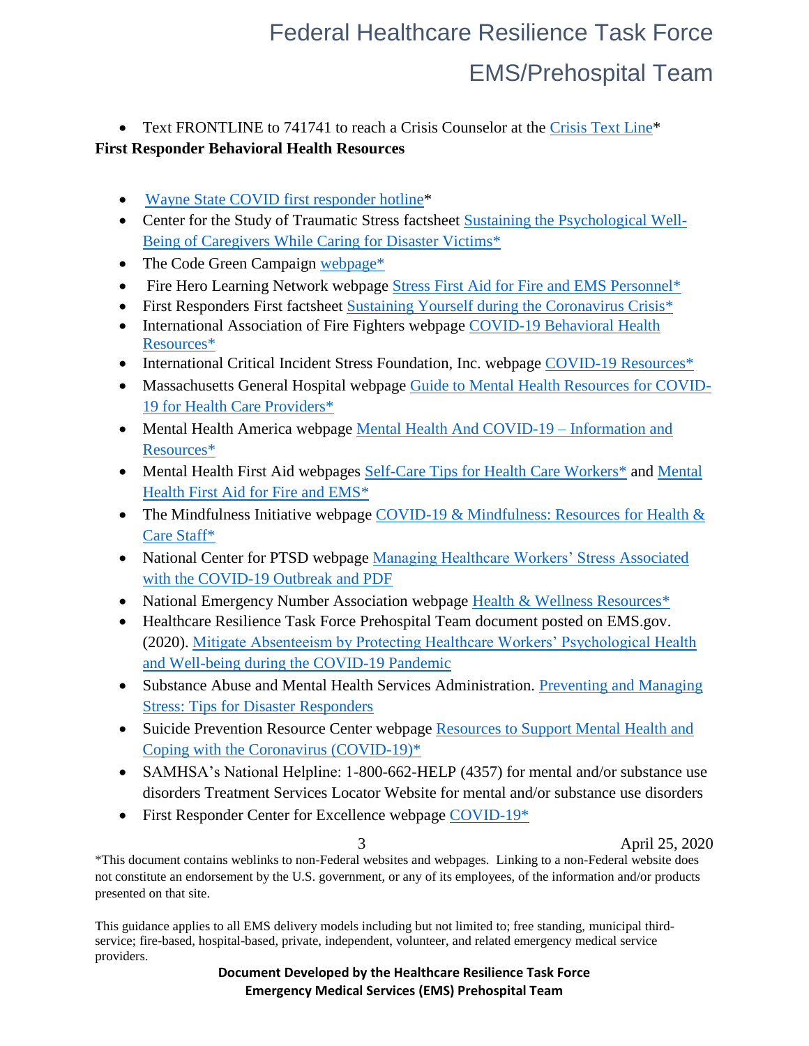- Text FRONTLINE to 741741 to reach a Crisis Counselor at the Crisis Text Line*

**First Responder Behavioral Health Resources**

- Wayne State COVID first responder hotline*
- Center for the Study of Traumatic Stress factsheet Sustaining the Psychological Well-Being of Caregivers While Caring for Disaster Victims*
- The Code Green Campaign webpage*
- Fire Hero Learning Network webpage Stress First Aid for Fire and EMS Personnel*
- First Responders First factsheet Sustaining Yourself during the Coronavirus Crisis*
- International Association of Fire Fighters webpage COVID-19 Behavioral Health Resources*
- International Critical Incident Stress Foundation, Inc. webpage COVID-19 Resources*
- Massachusetts General Hospital webpage Guide to Mental Health Resources for COVID-19 for Health Care Providers*
- Mental Health America webpage Mental Health And COVID-19 – Information and Resources*
- Mental Health First Aid webpages Self-Care Tips for Health Care Workers* and Mental Health First Aid for Fire and EMS*
- The Mindfulness Initiative webpage COVID-19 & Mindfulness: Resources for Health & Care Staff*
- National Center for PTSD webpage Managing Healthcare Workers' Stress Associated with the COVID-19 Outbreak and PDF
- National Emergency Number Association webpage Health & Wellness Resources*
- Healthcare Resilience Task Force Prehospital Team document posted on EMS.gov. (2020). Mitigate Absenteeism by Protecting Healthcare Workers' Psychological Health and Well-being during the COVID-19 Pandemic
- Substance Abuse and Mental Health Services Administration. Preventing and Managing Stress: Tips for Disaster Responders
- Suicide Prevention Resource Center webpage Resources to Support Mental Health and Coping with the Coronavirus (COVID-19)*
- SAMHSA's National Helpline: 1-800-662-HELP (4357) for mental and/or substance use disorders Treatment Services Locator Website for mental and/or substance use disorders
- First Responder Center for Excellence webpage COVID-19*

*This document contains weblinks to non-Federal websites and webpages. Linking to a non-Federal website does not constitute an endorsement by the U.S. government, or any of its employees, of the information and/or products presented on that site.

This guidance applies to all EMS delivery models including but not limited to; free standing, municipal third-service; fire-based, hospital-based, private, independent, volunteer, and related emergency medical service providers.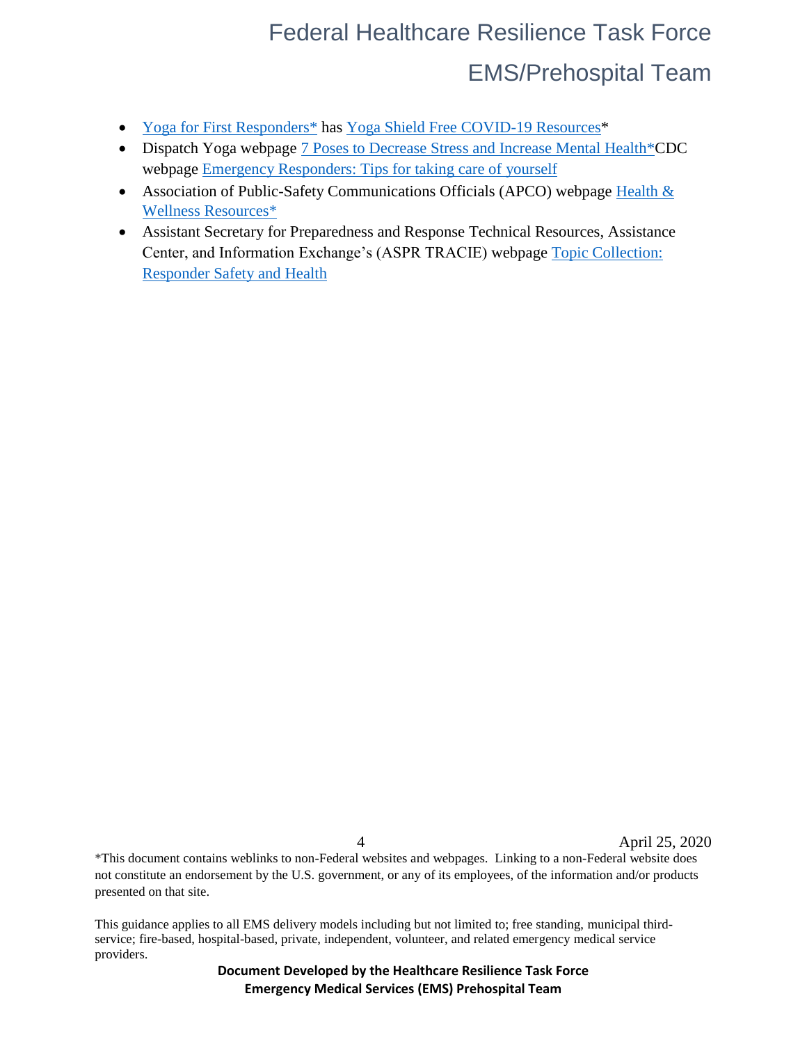- Yoga for First Responders* has Yoga Shield Free COVID-19 Resources*
- Dispatch Yoga webpage 7 Poses to Decrease Stress and Increase Mental Health*CDC webpage Emergency Responders: Tips for taking care of yourself
- Association of Public-Safety Communications Officials (APCO) webpage Health & Wellness Resources*
- Assistant Secretary for Preparedness and Response Technical Resources, Assistance Center, and Information Exchange's (ASPR TRACIE) webpage Topic Collection: Responder Safety and Health

April 25, 2020

*This document contains weblinks to non-Federal websites and webpages. Linking to a non-Federal website does not constitute an endorsement by the U.S. government, or any of its employees, of the information and/or products presented on that site.

This guidance applies to all EMS delivery models including but not limited to; free standing, municipal third-service; fire-based, hospital-based, private, independent, volunteer, and related emergency medical service providers.

**Document Developed by the Healthcare Resilience Task Force**
**Emergency Medical Services (EMS) Prehospital Team**